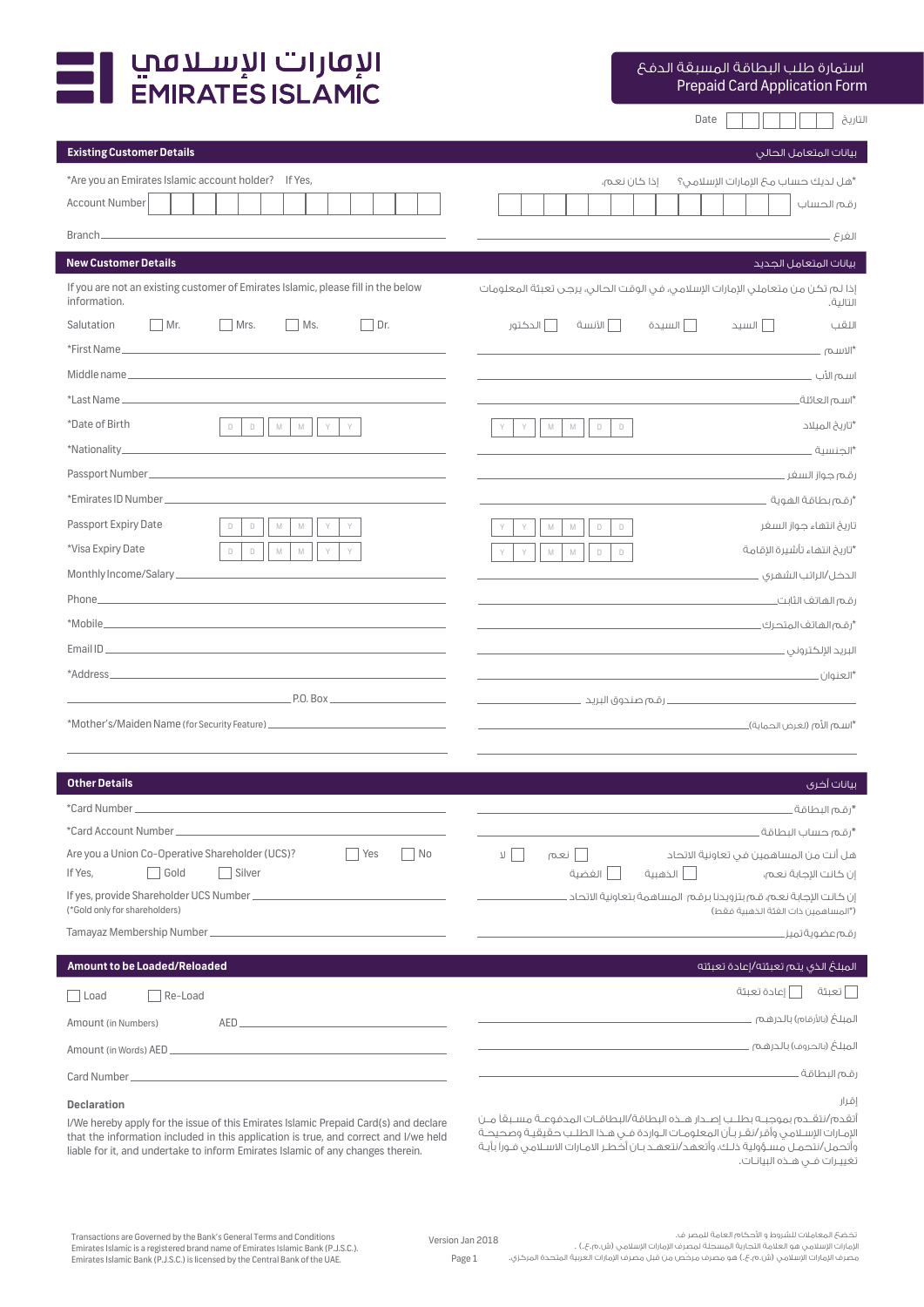# الإمارات الإسلامي EMIRATES ISLAMIC

## استمارة طلب البطاقة المسبقة الدفع
## Prepaid Card Application Form

Date ☐☐ ☐☐ ☐☐ التاريخ

## Existing Customer Details | بيانات المتعامل الحالي

*Are you an Emirates Islamic account holder? If Yes, | *هل لديك حساب مع الإمارات الإسلامي؟ إذا كان نعم،

Account Number ☐☐☐☐☐☐☐☐☐☐☐☐☐ | رقم الحساب

Branch ________________ | الفرع ________________

## New Customer Details | بيانات المتعامل الجديد

If you are not an existing customer of Emirates Islamic, please fill in the below information.

إذا لم تكن من متعاملي الإمارات الإسلامي، في الوقت الحالي، يرجى تعبئة المعلومات التالية.

Salutation ☐ Mr. ☐ Mrs. ☐ Ms. ☐ Dr. | اللقب ☐ السيد ☐ السيدة ☐ الآنسة ☐ الدكتور

*First Name ________________ | *الاسم ________________

Middle name ________________ | اسم الأب ________________

*Last Name ________________ | *اسم العائلة ________________

*Date of Birth D D M M Y Y | *تاريخ الميلاد D D M M Y Y

*Nationality ________________ | *الجنسية ________________

Passport Number ________________ | رقم جواز السفر ________________

*Emirates ID Number ________________ | *رقم بطاقة الهوية ________________

Passport Expiry Date D D M M Y Y | تاريخ انتهاء جواز السفر D D M M Y Y

*Visa Expiry Date D D M M Y Y | *تاريخ انتهاء تأشيرة الإقامة D D M M Y Y

Monthly Income/Salary ________________ | الدخل/الراتب الشهري ________________

Phone ________________ | رقم الهاتف الثابت ________________

*Mobile ________________ | *رقم الهاتف المتحرك ________________

Email ID ________________ | البريد الإلكتروني ________________

*Address ________________ | *العنوان ________________

________________ P.O. Box ________________ | ________________ رقم صندوق البريد ________________

*Mother's/Maiden Name (for Security Feature) ________________ | *اسم الأم (لغرض الحماية) ________________

## Other Details | بيانات أخرى

*Card Number ________________ | *رقم البطاقة ________________

*Card Account Number ________________ | *رقم حساب البطاقة ________________

Are you a Union Co-Operative Shareholder (UCS)? ☐ Yes ☐ No | هل أنت من المساهمين في تعاونية الاتحاد ☐ نعم ☐ لا

If Yes, ☐ Gold ☐ Silver | إن كانت الإجابة نعم، ☐ الذهبية ☐ الفضية

If yes, provide Shareholder UCS Number ________________
(*Gold only for shareholders)

إن كانت الإجابة نعم، قم بتزويدنا برقم المساهمة بتعاونية الاتحاد ________________
(*المساهمين ذات الفئة الذهبية فقط)

Tamayaz Membership Number ________________ | رقم عضوية تميز ________________

## Amount to be Loaded/Reloaded | المبلغ الذي يتم تعبئته/إعادة تعبئته

☐ Load ☐ Re-Load | ☐ تعبئة ☐ إعادة تعبئة

Amount (in Numbers) AED ________________ | المبلغ (بالأرقام) بالدرهم ________________

Amount (in Words) AED ________________ | المبلغ (بالحروف) بالدرهم ________________

Card Number ________________ | رقم البطاقة ________________

### Declaration | إقرار

I/We hereby apply for the issue of this Emirates Islamic Prepaid Card(s) and declare that the information included in this application is true, and correct and I/we held liable for it, and undertake to inform Emirates Islamic of any changes therein.

أتقدم/نتقدم بموجبه بطلب إصدار هذه البطاقة/البطاقات المدفوعة مسبقاً من الإمارات الإسلامي وأقر/نقر بأن المعلومات الواردة في هذا الطلب حقيقية وصحيحة وأتحمل/نتحمل مسؤولية ذلك، وأتعهد/نتعهد بأن أخطر الامارات الاسلامي فوراً بأية تغييرات في هذه البيانات.

Transactions are Governed by the Bank's General Terms and Conditions
Emirates Islamic is a registered brand name of Emirates Islamic Bank (P.J.S.C.).
Emirates Islamic Bank (P.J.S.C.) is licensed by the Central Bank of the UAE.

Version Jan 2018

تخضع المعاملات للشروط و الأحكام العامة للمصرف.
الإمارات الإسلامي هو العلامة التجارية المسجلة لمصرف الإمارات الإسلامي (ش.م.ع.).
مصرف الإمارات الإسلامي (ش.م.ع.) هو مصرف مرخص من قبل مصرف الإمارات العربية المتحدة المركزي.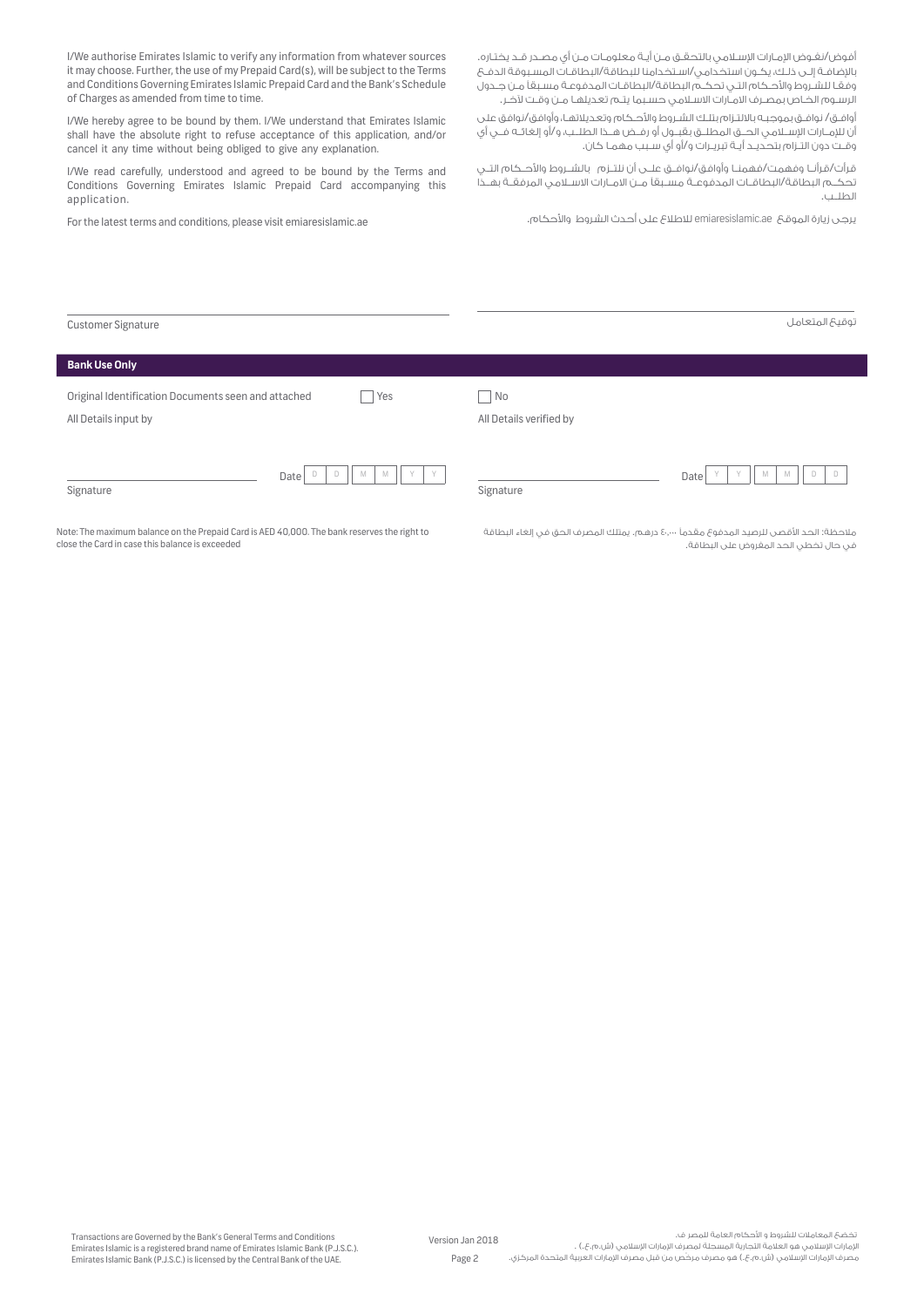I/We authorise Emirates Islamic to verify any information from whatever sources it may choose. Further, the use of my Prepaid Card(s), will be subject to the Terms and Conditions Governing Emirates Islamic Prepaid Card and the Bank's Schedule of Charges as amended from time to time.

I/We hereby agree to be bound by them. I/We understand that Emirates Islamic shall have the absolute right to refuse acceptance of this application, and/or cancel it any time without being obliged to give any explanation.

I/We read carefully, understood and agreed to be bound by the Terms and Conditions Governing Emirates Islamic Prepaid Card accompanying this application.

For the latest terms and conditions, please visit emiaresislamic.ae

أفوض/نفوض الإمارات الإسلامي بالتحقق من أية معلومات من أي مصدر قد يختاره. بالإضافة إلى ذلك، يكون استخدامي/استخدامنا للبطاقة/البطاقات المسبوقة الدفع وفقا للشروط والأحكام التي تحكم البطاقة/البطاقات المدفوعة مسبقا من جدول الرسوم الخاص بمصرف الامارات الاسلامي حسبما يتم تعديلها من وقت لآخر.

أوافق/ نوافق بموجبه بالالتزام بتلك الشروط والأحكام وتعديلاتها، وأوافق/نوافق على أن للإمارات الإسلامي الحق المطلق بقبول أو رفض هذا الطلب، و/أو إلغائه في أي وقت دون التزام بتحديد أية تبريرات و/أو أي سبب مهما كان.

قرأت/قرأنا وفهمت/فهمنا وأوافق/نوافق على أن نلتزم بالشروط والأحكام التي تحكم البطاقة/البطاقات المدفوعة مسبقا من الامارات الاسلامي المرفقة بهذا الطلب.

يرجى زيارة الموقع emiaresislamic.ae للاطلاع على أحدث الشروط والأحكام.

Customer Signature ______________________ توقيع المتعامل

**Bank Use Only**

Original Identification Documents seen and attached ☐ Yes ☐ No

All Details input by

Signature ______________________ Date D D M M Y Y

All Details verified by

Signature ______________________ Date Y Y M M D D

Note: The maximum balance on the Prepaid Card is AED 40,000. The bank reserves the right to close the Card in case this balance is exceeded

ملاحظة: الحد الأقصى للرصيد المدفوع مقدما ٤٠،٠٠٠ درهم. يمتلك المصرف الحق في إلغاء البطاقة في حال تخطي الحد المفروض على البطاقة.

Transactions are Governed by the Bank's General Terms and Conditions
Emirates Islamic is a registered brand name of Emirates Islamic Bank (P.J.S.C.).
Emirates Islamic Bank (P.J.S.C.) is licensed by the Central Bank of the UAE.

Version Jan 2018

تخضع المعاملات للشروط و الأحكام العامة للمصرف.
الإمارات الإسلامي هو العلامة التجارية المسجلة لمصرف الإمارات الإسلامي (ش.م.ع.) .
مصرف الإمارات الإسلامي (ش.م.ع.) هو مصرف مرخص من قبل مصرف الإمارات العربية المتحدة المركزي.